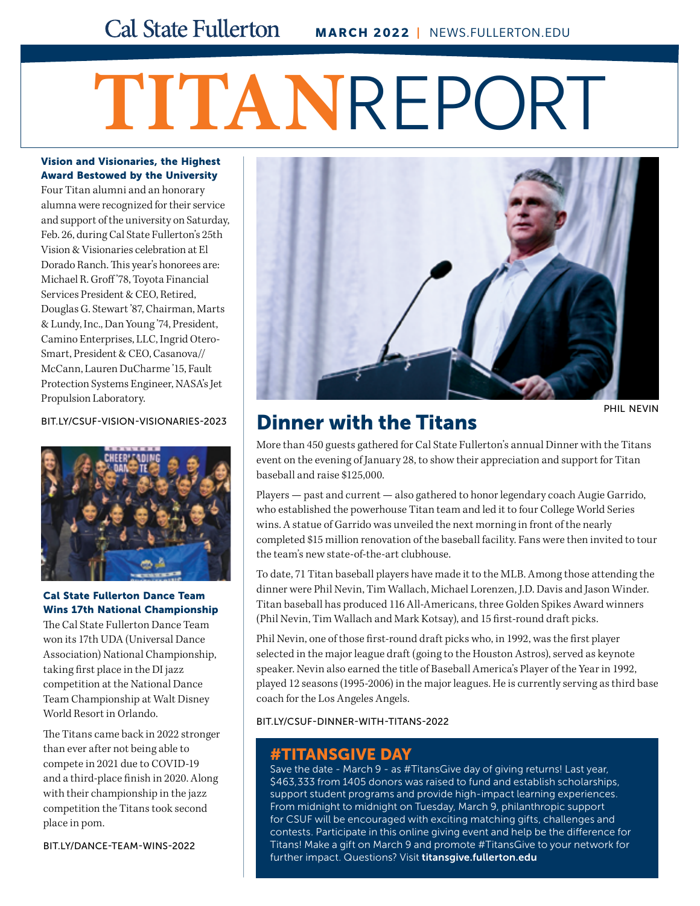Cal State Fullerton **MARCH 2022** | NEWS.FULLERTON.EDU

# TITANREPORT

**Vision and Visionaries, the Highest Award Bestowed by the University**

Four Titan alumni and an honorary alumna were recognized for their service and support of the university on Saturday, Feb. 26, during Cal State Fullerton's 25th Vision & Visionaries celebration at El Dorado Ranch. This year's honorees are: Michael R. Groff '78, Toyota Financial Services President & CEO, Retired, Douglas G. Stewart '87, Chairman, Marts & Lundy, Inc., Dan Young '74, President, Camino Enterprises, LLC, Ingrid Otero-Smart, President & CEO, Casanova// McCann, Lauren DuCharme '15, Fault Protection Systems Engineer, NASA's Jet Propulsion Laboratory.

BIT.LY/CSUF-VISION-VISIONARIES-2023

**Cal State Fullerton Dance Team Wins 17th National Championship**

The Cal State Fullerton Dance Team won its 17th UDA (Universal Dance Association) National Championship, taking first place in the DI jazz competition at the National Dance Team Championship at Walt Disney World Resort in Orlando.

The Titans came back in 2022 stronger than ever after not being able to compete in 2021 due to COVID-19 and a third-place finish in 2020. Along with their championship in the jazz competition the Titans took second place in pom.

BIT.LY/DANCE-TEAM-WINS-2022

PHIL NEVIN

## Dinner with the Titans

More than 450 guests gathered for Cal State Fullerton's annual Dinner with the Titans event on the evening of January 28, to show their appreciation and support for Titan baseball and raise $125,000.

Players — past and current — also gathered to honor legendary coach Augie Garrido, who established the powerhouse Titan team and led it to four College World Series wins. A statue of Garrido was unveiled the next morning in front of the nearly completed $15 million renovation of the baseball facility. Fans were then invited to tour the team's new state-of-the-art clubhouse.

To date, 71 Titan baseball players have made it to the MLB. Among those attending the dinner were Phil Nevin, Tim Wallach, Michael Lorenzen, J.D. Davis and Jason Winder. Titan baseball has produced 116 All-Americans, three Golden Spikes Award winners (Phil Nevin, Tim Wallach and Mark Kotsay), and 15 first-round draft picks.

Phil Nevin, one of those first-round draft picks who, in 1992, was the first player selected in the major league draft (going to the Houston Astros), served as keynote speaker. Nevin also earned the title of Baseball America's Player of the Year in 1992, played 12 seasons (1995-2006) in the major leagues. He is currently serving as third base coach for the Los Angeles Angels.

BIT.LY/CSUF-DINNER-WITH-TITANS-2022

## #TITANSGIVE DAY

Save the date - March 9 - as #TitansGive day of giving returns! Last year, $463,333 from 1405 donors was raised to fund and establish scholarships, support student programs and provide high-impact learning experiences. From midnight to midnight on Tuesday, March 9, philanthropic support for CSUF will be encouraged with exciting matching gifts, challenges and contests. Participate in this online giving event and help be the difference for Titans! Make a gift on March 9 and promote #TitansGive to your network for further impact. Questions? Visit **titansgive.fullerton.edu**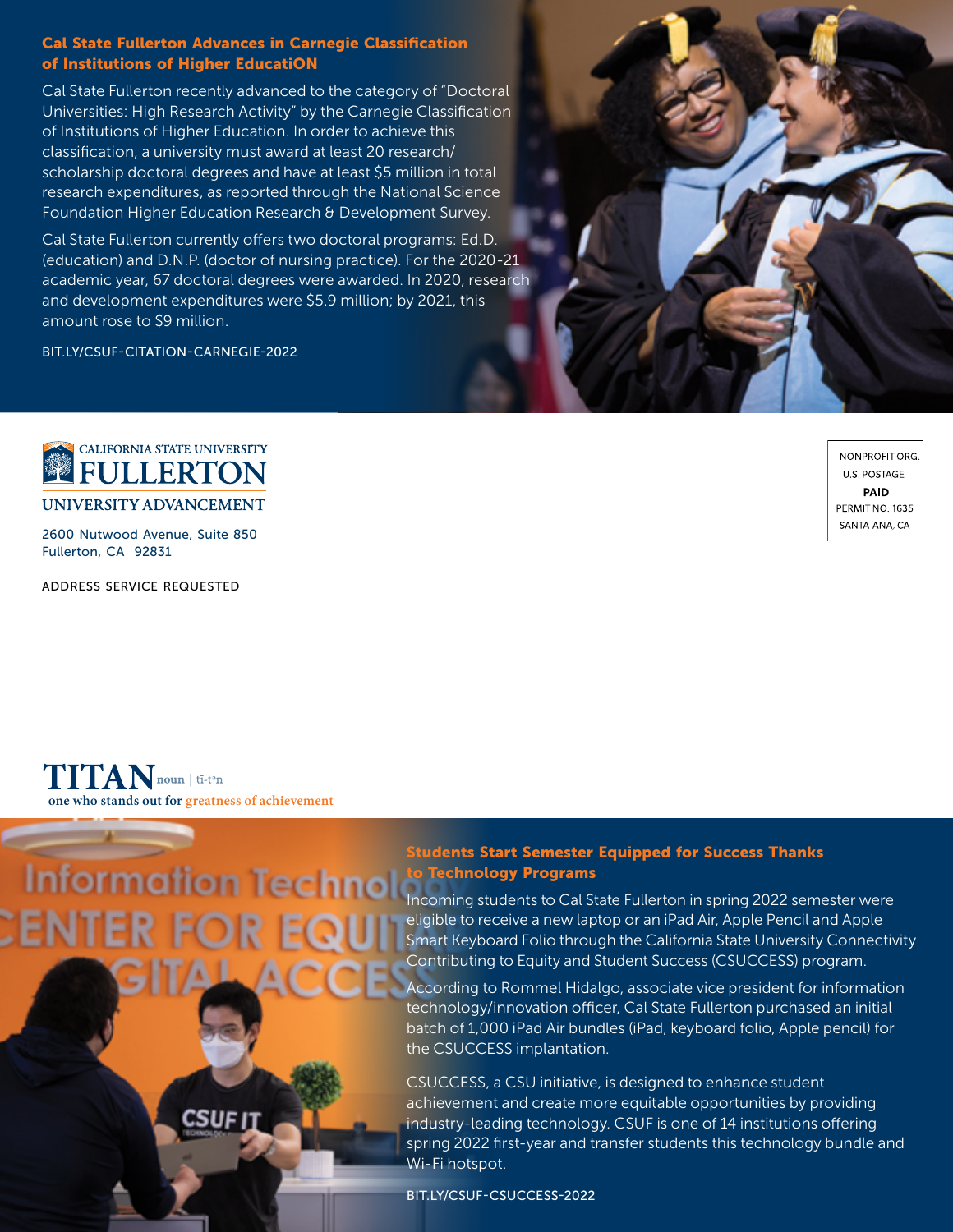## Cal State Fullerton Advances in Carnegie Classification of Institutions of Higher EducatiON

Cal State Fullerton recently advanced to the category of "Doctoral Universities: High Research Activity" by the Carnegie Classification of Institutions of Higher Education. In order to achieve this classification, a university must award at least 20 research/scholarship doctoral degrees and have at least $5 million in total research expenditures, as reported through the National Science Foundation Higher Education Research & Development Survey.

Cal State Fullerton currently offers two doctoral programs: Ed.D. (education) and D.N.P. (doctor of nursing practice). For the 2020-21 academic year, 67 doctoral degrees were awarded. In 2020, research and development expenditures were $5.9 million; by 2021, this amount rose to $9 million.

BIT.LY/CSUF-CITATION-CARNEGIE-2022

CALIFORNIA STATE UNIVERSITY
FULLERTON
UNIVERSITY ADVANCEMENT

2600 Nutwood Avenue, Suite 850
Fullerton, CA 92831

ADDRESS SERVICE REQUESTED

NONPROFIT ORG.
U.S. POSTAGE
**PAID**
PERMIT NO. 1635
SANTA ANA, CA

**TITAN** noun | tī-tᵊn
one who stands out for greatness of achievement

## Students Start Semester Equipped for Success Thanks to Technology Programs

Incoming students to Cal State Fullerton in spring 2022 semester were eligible to receive a new laptop or an iPad Air, Apple Pencil and Apple Smart Keyboard Folio through the California State University Connectivity Contributing to Equity and Student Success (CSUCCESS) program.

According to Rommel Hidalgo, associate vice president for information technology/innovation officer, Cal State Fullerton purchased an initial batch of 1,000 iPad Air bundles (iPad, keyboard folio, Apple pencil) for the CSUCCESS implantation.

CSUCCESS, a CSU initiative, is designed to enhance student achievement and create more equitable opportunities by providing industry-leading technology. CSUF is one of 14 institutions offering spring 2022 first-year and transfer students this technology bundle and Wi-Fi hotspot.

BIT.LY/CSUF-CSUCCESS-2022